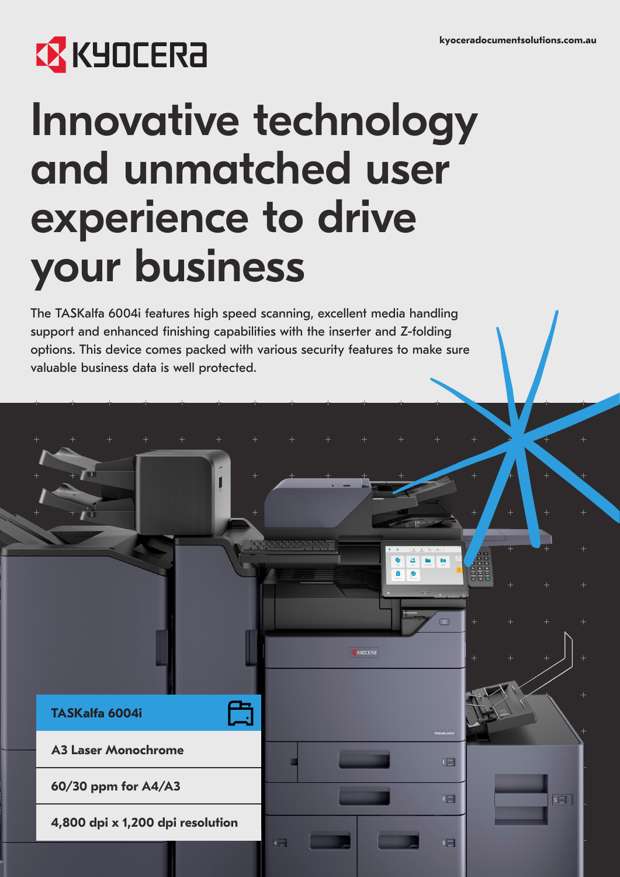kyoceradocumentsolutions.com.au

# Innovative technology and unmatched user experience to drive your business

The TASKalfa 6004i features high speed scanning, excellent media handling support and enhanced finishing capabilities with the inserter and Z-folding options. This device comes packed with various security features to make sure valuable business data is well protected.

**TASKalfa 6004i**

**A3 Laser Monochrome**

**60/30 ppm for A4/A3**

**4,800 dpi x 1,200 dpi resolution**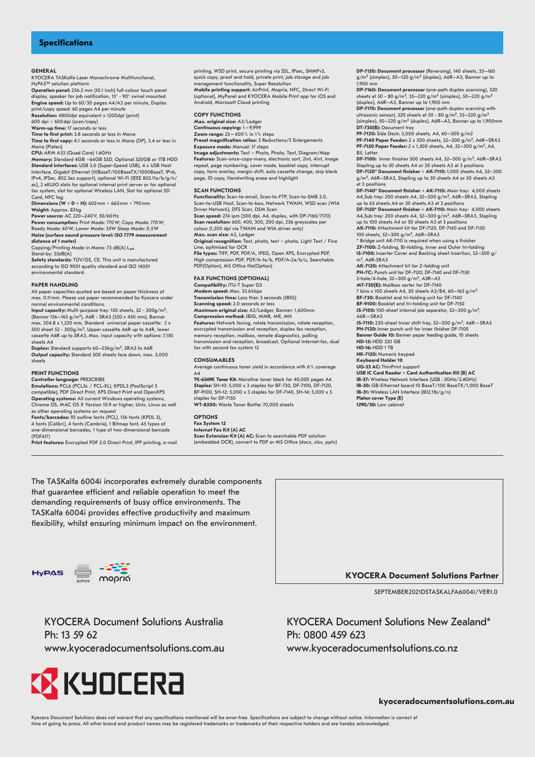## Specifications

### GENERAL

KYOCERA TASKalfa Laser Monochrome Multifunctional, HyPAS™ solution platform

**Operation panel:** 256.5 mm (10.1 inch) full-colour touch panel display, speaker for job notification, 15° - 90° swivel mounted

**Engine speed:** Up to 60/30 pages A4/A3 per minute, Duplex print/copy speed: 60 pages A4 per minute

**Resolution:** 4800dpi equivalent x 1200dpi (print) 600 dpi × 600 dpi (scan/copy)

**Warm-up time:** 17 seconds or less

**Time to first print:** 3.8 seconds or less in Mono

**Time to first copy:** 4.1 seconds or less in Mono (DP), 3.4 or less in Mono (Platen)

**CPU:** ARM A53 (Quad Core) 1.6GHz

**Memory:** Standard 4GB +64GB SSD, Optional 320GB or 1TB HDD

**Standard interfaces:** USB 3.0 (Super-Speed USB), 4 x USB Host Interface, Gigabit Ethernet (10BaseT/100BaseTX/1000BaseT, IPv6, IPv4, IPSec, 802.3az support), optional Wi-Fi (IEEE 802.11a/b/g/n/ac), 2 eKUIO slots for optional internal print server or for optional fax system, slot for optional Wireless LAN, Slot for optional SD Card, NFC tag

**Dimensions (W × D × H):** 602mm × 665mm × 790mm

**Weight:** Approx. 83kg

**Power source:** AC 220–240V, 50/60Hz

**Power consumption:** Print Mode: 770W; Copy Mode: 770W; Ready Mode: 40W; Lower Mode: 35W Sleep Mode: 0.5W

**Noise (surface sound pressure level: ISO 7779 measurement distance of 1 meter)**

Copying/Printing Mode in Mono: 73 dB(A) $L_{pA}$

Stand-by: 35dB(A)

**Safety standards:** TÜV/GS, CE. This unit is manufactured according to ISO 9001 quality standard and ISO 14001 environmental standard.

### PAPER HANDLING

All paper capacities quoted are based on paper thickness of max. 0.11mm. Please use paper recommended by Kyocera under normal environmental conditions.

**Input capacity:** Multi-purpose tray: 150 sheets, 52 - 300g/m², (Banner 136–163 g/m²), A6R - SRA3 (320 x 450 mm), Banner max. 304.8 x 1,220 mm, Standard universal paper cassette: 2 x 500 sheet 52 - 300g/m², Upper cassette A6R up to A4R, lower cassette A6R up to SRA3, Max. input capacity with options: 7,150 sheets A4

**Duplex:** Standard supports 60–256g/m², SRA3 to A6R

**Output capacity:** Standard 500 sheets face down, max. 5,000 sheets

### PRINT FUNCTIONS

**Controller language:** PRESCRIBE

**Emulations:** PCL6 (PCL5c / PCL-XL), KPDL3 (PostScript 3 compatible), PDF Direct Print, XPS Direct Print and OpenXPS

**Operating systems:** All current Windows operating systems, Chrome OS, MAC OS X Version 10.9 or higher, Unix, Linux as well as other operating systems on request

**Fonts/barcodes:** 93 outline fonts (PCL), 136 fonts (KPDL 3), 4 fonts (Calibri), 4 fonts (Cambria), 1 Bitmap font, 45 types of one-dimensional barcodes, 1 type of two-dimensional barcode (PDF417)

**Print features:** Encrypted PDF 2.0 Direct Print, IPP printing, e-mail printing, WSD print, secure printing via SSL, IPsec, SNMPv3, quick copy, proof and hold, private print, job storage and job management functionality, Super Resolution

**Mobile printing support:** AirPrint, Mopria, NFC, Direct Wi-Fi (optional), MyPanel and KYOCERA Mobile Print app for iOS and Android, Microsoft Cloud printing

### COPY FUNCTIONS

**Max. original size:** A3/Ledger

**Continuous copying:** 1–9,999

**Zoom range:** 25–400% in 1% steps

**Preset magnification ratios:** 5 Reductions/5 Enlargements

**Exposure mode:** Manual: 17 steps

**Image adjustments:** Text + Photo, Photo, Text, Diagram/Map

**Features:** Scan-once-copy-many, electronic sort, 2in1, 4in1, image repeat, page numbering, cover mode, booklet copy, interrupt copy, form overlay, margin shift, auto cassette change, skip blank page, ID copy, Handwriting erase and highlight

### SCAN FUNCTIONS

**Functionality:** Scan-to-email, Scan-to-FTP, Scan-to-SMB 3.0, Scan-to-USB Host, Scan-to-box, Network TWAIN, WSD scan (WIA Driver Network), DFS Scan, DSM Scan

**Scan speed:** 274 ipm (300 dpi, A4, duplex, with DP-7160/7170)

**Scan resolution:** 600, 400, 300, 200 dpi, 256 greyscales per colour (1,200 dpi via TWAIN and WIA driver only)

**Max. scan size:** A3, Ledger

**Original recognition:** Text, photo, text + photo, Light Text / Fine Line, optimised for OCR

**File types:** TIFF, PDF, PDF/A, JPEG, Open XPS, Encrypted PDF, High compression PDF, PDF/A-1a/b, PDF/A-2a/b/u, Searchable PDF(Option), MS Office file(Option)

### FAX FUNCTIONS (OPTIONAL)

**Compatibility:** ITU-T Super G3

**Modem speed:** Max. 33.6kbps

**Transmission time:** Less than 3 seconds (JBIG)

**Scanning speed:** 2.0 seconds or less

**Maximum original size:** A3/Ledger, Banner: 1,600mm

**Compression method:** JBIG, MMR, MR, MH

**Features:** Network faxing, rotate transmission, rotate reception, encrypted transmission and reception, duplex fax reception, memory reception, mailbox, remote diagnostics, polling transmission and reception, broadcast, Optional Internet-fax, dual fax with second fax system 12

### CONSUMABLES

Average continuous toner yield in accordance with 6% coverage A4

**TK-6349K Toner Kit:** Microfine toner black for 40,000 pages A4

**Staples:** SH-10: 5,000 x 3 staples for BF-730, DF-7100, DF-7120, BF-9100, SH-12: 5,000 x 3 staples for DF-7140, SH-14: 5,000 x 5 staples for DF-7150

**WT-8500:** Waste Toner Bottle: 70,000 sheets

### OPTIONS

**Fax System 12**

**Internet Fax Kit (A) AC**

**Scan Extension Kit (A) AC:** Scan to searchable PDF solution (embedded OCR), convert to PDF or MS Office (docx, xlsx, pptx)

**DP-7150: Document processor** (Reversing), 140 sheets, 35–160 g/m² (simplex), 50–120 g/m² (duplex), A6R–A3, Banner up to 1,900 mm

**DP-7160: Document processor** (one-path duplex scanning), 320 sheets at 50 - 80 g/m², 35–220 g/m² (simplex), 50–220 g/m² (duplex), A6R–A3, Banner up to 1,900 mm

**DP-7170: Document processor** (one-path duplex scanning with ultrasonic sensor), 320 sheets at 50 - 80 g/m², 35–220 g/m² (simplex), 50–220 g/m² (duplex), A6R–A3, Banner up to 1,900mm

**DT-730(B):** Document tray

**PF-7120:** Side Deck: 3,000 sheets, A4, 60–300 g/m2

**PF-7140 Paper Feeder:** 2 x 500 sheets, 52–300 g/m², A6R–SRA3

**PF-7150 Paper Feeder:** 2 x 1,500 sheets, A4, 52–300 g/m², A4, B5, Letter

**DF-7100:** Inner finisher 500 sheets A4, 52–300 g/m², A6R–SRA3 Stapling up to 50 sheets A4 or 30 sheets A3 at 3 positions

**DF-7120\* Document finisher** + **AK-7110:** 1,000 sheets A4, 52–300 g/m², A6R–SRA3, Stapling up to 50 sheets A4 or 30 sheets A3 at 3 positions

**DF-7140\* Document finisher** + **AK-7110:** Main tray: 4,000 sheets A4,Sub tray: 200 sheets A4, 52–300 g/m², A6R–SRA3, Stapling up to 65 sheets A4 or 30 sheets A3 at 3 positions

**DF-7150\* Document finisher** + **AK-7110:** Main tray: 4,000 sheets A4,Sub tray: 200 sheets A4, 52–300 g/m², A6R–SRA3, Stapling up to 100 sheets A4 or 50 sheets A3 at 3 positions

**AK-7110:** Attachment kit for DF-7120, DF-7140 and DF-7150 100 sheets, 52–300 g/m², A6R–SRA3

\* Bridge unit AK-7110 is required when using a finisher

**ZF-7100:** Z-folding, Bi-folding, Inner and Outer tri-folding

**IS-7100:** Inserter Cover and Backing sheet insertion, 52–300 g/m², A6R-SRA3

**AK-7120:** Attachment kit for Z-folding unit

**PH-7C:** Punch unit for DF-7120, DF-7140 and DF-7150 2-hole/4-hole, 52–300 g/m², A5R–A3

**MT-730(B):** Mailbox sorter for DF-7140 7 bins x 100 sheets A4, 50 sheets A3/B4, 60–163 g/m²

**BF-730:** Booklet and tri-folding unit for DF-7140

**BF-9100:** Booklet and tri-folding unit for DF-7150

**JS-7100:** 100-sheet internal job separator, 52–300 g/m², A6R – SRA3

**JS-7110:** 250-sheet Inner shift tray, 52–300 g/m², A6R – SRA3

**PH-7120:** Inner punch unit for inner finisher DF-7100

**Banner Guide 10:** Banner paper feeding guide, 10 sheets

**HD-15:** HDD 320 GB

**HD-16:** HDD 1 TB

**NK-7120:** Numeric keypad

**Keyboard Holder 10**

**UG-33 AC:** ThinPrint support

**USB IC Card Reader** + **Card Authentication Kit (B) AC**

**IB-37:** Wireless Network Interface (USB : 5GHz/2.4GHz)

**IB-50:** GB-Ethernet board 10 BaseT/100 BaseTX/1,000 BaseT

**IB-51:** Wireless LAN Interface (802.11b/g/n)

**Platen cover Type (E)**

**1290/30:** Low cabinet

---

The TASKalfa 6004i incorporates extremely durable components that guarantee efficient and reliable operation to meet the demanding requirements of busy office environments. The TASKalfa 6004i provides effective productivity and maximum flexibility, whilst ensuring minimum impact on the environment.

HyPAS AirPrint mopria

**KYOCERA Document Solutions Partner**

SEPTEMBER2021DSTASKALFA6004I/VER1.0

KYOCERA Document Solutions Australia
Ph: 13 59 62
www.kyoceradocumentsolutions.com.au

KYOCERA Document Solutions New Zealand*
Ph: 0800 459 623
www.kyoceradocumentsolutions.co.nz

KYOCERA

**kyoceradocumentsolutions.com.au**

Kyocera Document Solutions does not warrant that any specifications mentioned will be error-free. Specifications are subject to change without notice. Information is correct at time of going to press. All other brand and product names may be registered trademarks or trademarks of their respective holders and are hereby acknowledged.